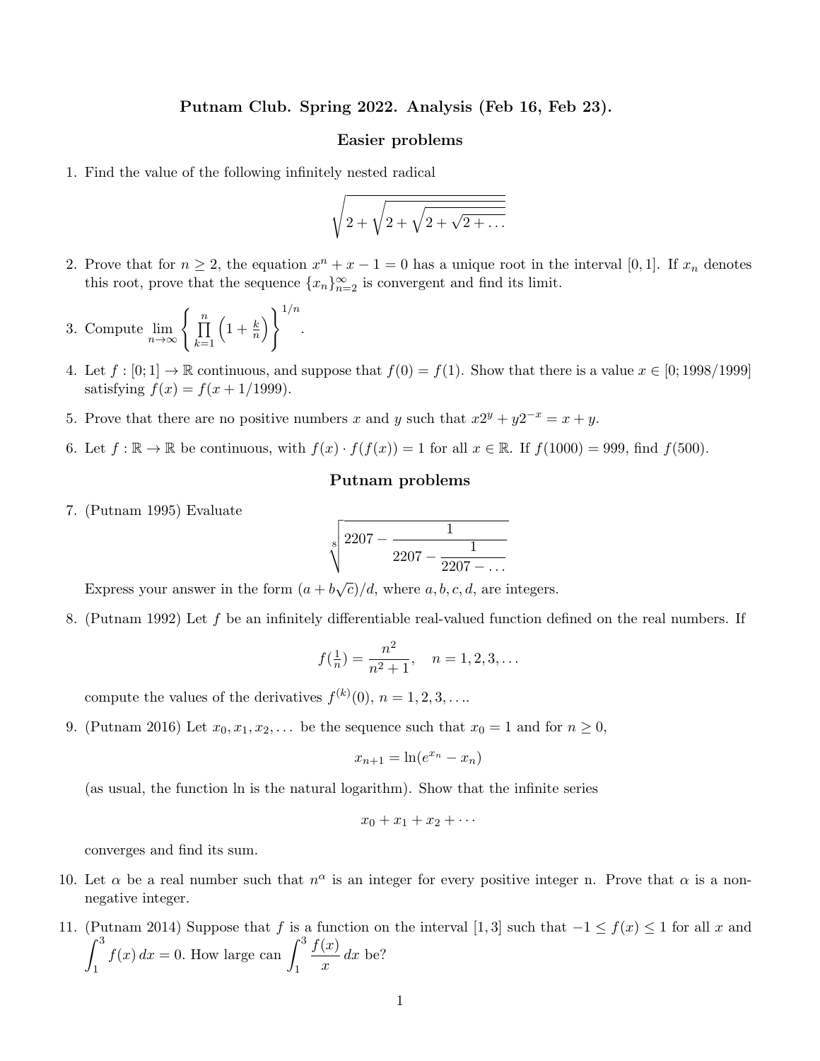## Putnam Club. Spring 2022. Analysis (Feb 16, Feb 23).

### Easier problems

1. Find the value of the following infinitely nested radical

$$\sqrt{2+\sqrt{2+\sqrt{2+\sqrt{2+\ldots}}}}$$

2. Prove that for $n \geq 2$, the equation $x^n + x - 1 = 0$ has a unique root in the interval $[0, 1]$. If $x_n$ denotes this root, prove that the sequence $\{x_n\}_{n=2}^{\infty}$ is convergent and find its limit.

3. Compute $\lim_{n\to\infty} \left\{ \prod_{k=1}^{n} \left(1 + \frac{k}{n}\right) \right\}^{1/n}$.

4. Let $f : [0; 1] \to \mathbb{R}$ continuous, and suppose that $f(0) = f(1)$. Show that there is a value $x \in [0; 1998/1999]$ satisfying $f(x) = f(x + 1/1999)$.

5. Prove that there are no positive numbers $x$ and $y$ such that $x2^y + y2^{-x} = x + y$.

6. Let $f : \mathbb{R} \to \mathbb{R}$ be continuous, with $f(x) \cdot f(f(x)) = 1$ for all $x \in \mathbb{R}$. If $f(1000) = 999$, find $f(500)$.

### Putnam problems

7. (Putnam 1995) Evaluate

$$\sqrt[8]{2207 - \cfrac{1}{2207 - \cfrac{1}{2207 - \ldots}}}$$

Express your answer in the form $(a + b\sqrt{c})/d$, where $a, b, c, d$, are integers.

8. (Putnam 1992) Let $f$ be an infinitely differentiable real-valued function defined on the real numbers. If

$$f\left(\tfrac{1}{n}\right) = \frac{n^2}{n^2+1}, \quad n = 1, 2, 3, \ldots$$

compute the values of the derivatives $f^{(k)}(0)$, $n = 1, 2, 3, \ldots$.

9. (Putnam 2016) Let $x_0, x_1, x_2, \ldots$ be the sequence such that $x_0 = 1$ and for $n \geq 0$,

$$x_{n+1} = \ln(e^{x_n} - x_n)$$

(as usual, the function ln is the natural logarithm). Show that the infinite series

$$x_0 + x_1 + x_2 + \cdots$$

converges and find its sum.

10. Let $\alpha$ be a real number such that $n^\alpha$ is an integer for every positive integer n. Prove that $\alpha$ is a non-negative integer.

11. (Putnam 2014) Suppose that $f$ is a function on the interval $[1, 3]$ such that $-1 \leq f(x) \leq 1$ for all $x$ and $\int_1^3 f(x)\,dx = 0$. How large can $\int_1^3 \frac{f(x)}{x}\,dx$ be?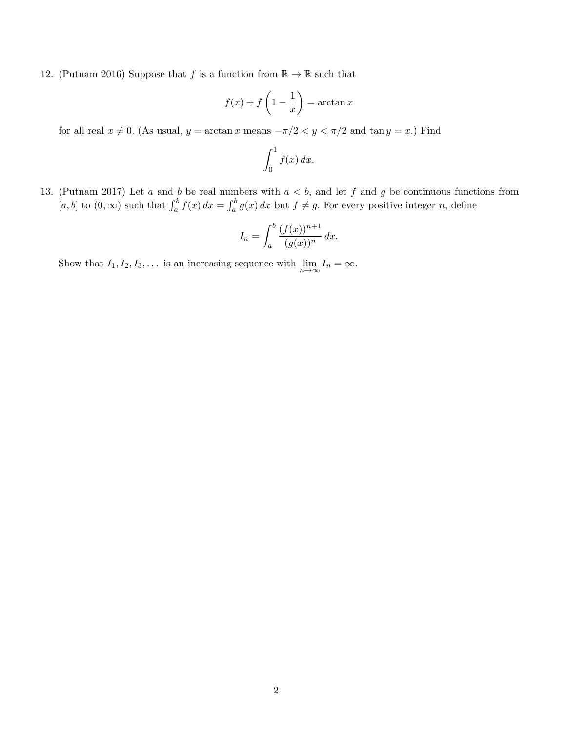12. (Putnam 2016) Suppose that $f$ is a function from $\mathbb{R} \to \mathbb{R}$ such that

$$f(x) + f\left(1 - \frac{1}{x}\right) = \arctan x$$

for all real $x \neq 0$. (As usual, $y = \arctan x$ means $-\pi/2 < y < \pi/2$ and $\tan y = x$.) Find

$$\int_0^1 f(x)\, dx.$$

13. (Putnam 2017) Let $a$ and $b$ be real numbers with $a < b$, and let $f$ and $g$ be continuous functions from $[a, b]$ to $(0, \infty)$ such that $\int_a^b f(x)\, dx = \int_a^b g(x)\, dx$ but $f \neq g$. For every positive integer $n$, define

$$I_n = \int_a^b \frac{(f(x))^{n+1}}{(g(x))^n}\, dx.$$

Show that $I_1, I_2, I_3, \ldots$ is an increasing sequence with $\lim_{n\to\infty} I_n = \infty$.